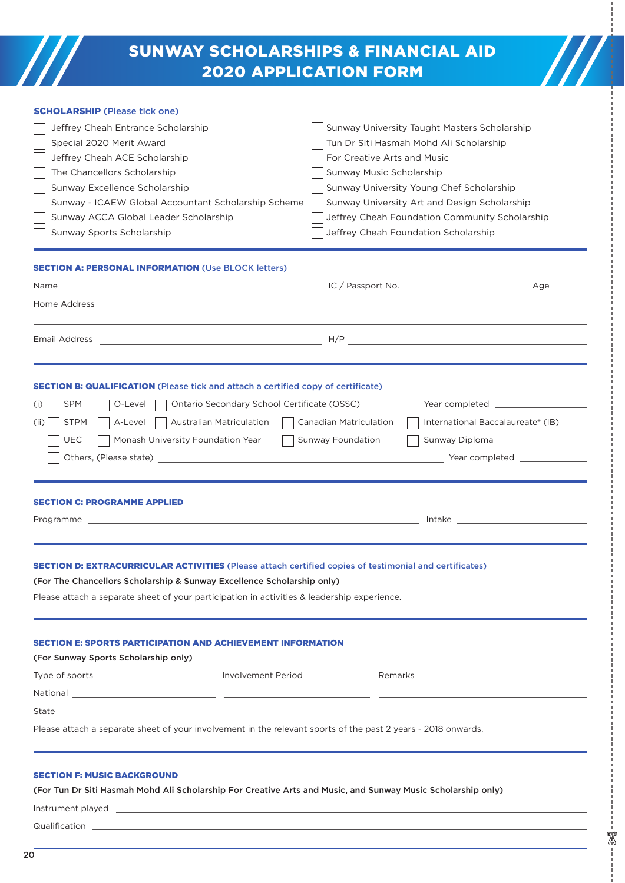# SUNWAY SCHOLARSHIPS & FINANCIAL AID 2020 APPLICATION FORM

**SCHOLARSHIP** (Please tick one)

- ☐ Jeffrey Cheah Entrance Scholarship
- ☐ Special 2020 Merit Award
- ☐ Jeffrey Cheah ACE Scholarship
- ☐ The Chancellors Scholarship
- ☐ Sunway Excellence Scholarship
- ☐ Sunway - ICAEW Global Accountant Scholarship Scheme
- ☐ Sunway ACCA Global Leader Scholarship
- ☐ Sunway Sports Scholarship
- ☐ Sunway University Taught Masters Scholarship
- ☐ Tun Dr Siti Hasmah Mohd Ali Scholarship For Creative Arts and Music
- ☐ Sunway Music Scholarship
- ☐ Sunway University Young Chef Scholarship
- ☐ Sunway University Art and Design Scholarship
- ☐ Jeffrey Cheah Foundation Community Scholarship
- ☐ Jeffrey Cheah Foundation Scholarship

## SECTION A: PERSONAL INFORMATION (Use BLOCK letters)

Name ____________________ IC / Passport No. ____________________ Age ________

Home Address ______________________________________________

______________________________________________

Email Address ____________________ H/P ____________________

## SECTION B: QUALIFICATION (Please tick and attach a certified copy of certificate)

(i) ☐ SPM ☐ O-Level ☐ Ontario Secondary School Certificate (OSSC) Year completed ____________

(ii) ☐ STPM ☐ A-Level ☐ Australian Matriculation ☐ Canadian Matriculation ☐ International Baccalaureate® (IB)

☐ UEC ☐ Monash University Foundation Year ☐ Sunway Foundation ☐ Sunway Diploma ____________

☐ Others, (Please state) ______________________________ Year completed ____________

## SECTION C: PROGRAMME APPLIED

Programme ______________________________ Intake ____________

## SECTION D: EXTRACURRICULAR ACTIVITIES (Please attach certified copies of testimonial and certificates)

**(For The Chancellors Scholarship & Sunway Excellence Scholarship only)**

Please attach a separate sheet of your participation in activities & leadership experience.

## SECTION E: SPORTS PARTICIPATION AND ACHIEVEMENT INFORMATION

**(For Sunway Sports Scholarship only)**

| Type of sports | Involvement Period | Remarks |
| --- | --- | --- |
| National | | |
| State | | |

Please attach a separate sheet of your involvement in the relevant sports of the past 2 years - 2018 onwards.

## SECTION F: MUSIC BACKGROUND

**(For Tun Dr Siti Hasmah Mohd Ali Scholarship For Creative Arts and Music, and Sunway Music Scholarship only)**

Instrument played ______________________________

Qualification ______________________________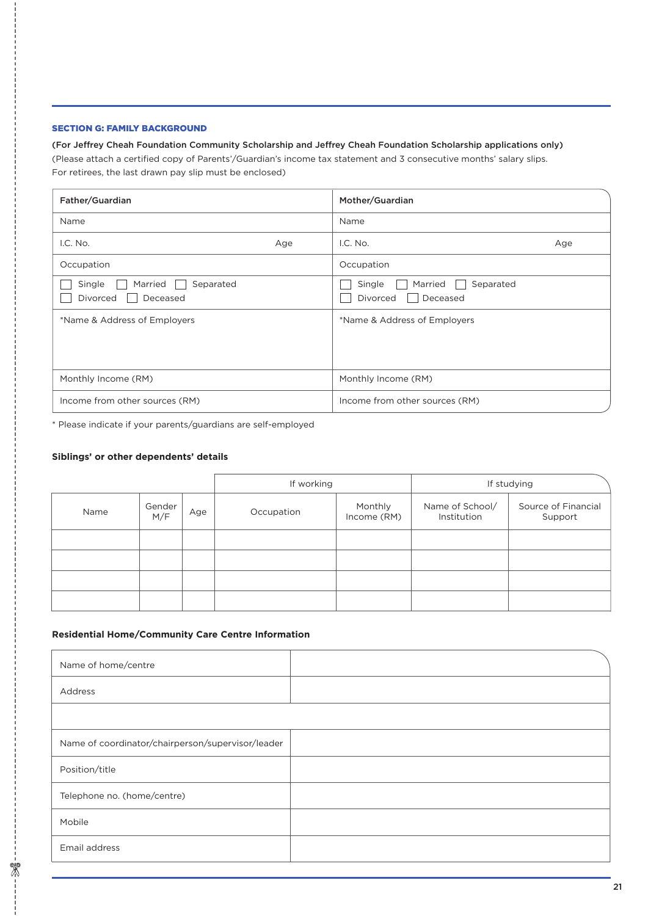### SECTION G: FAMILY BACKGROUND

**(For Jeffrey Cheah Foundation Community Scholarship and Jeffrey Cheah Foundation Scholarship applications only)**
(Please attach a certified copy of Parents'/Guardian's income tax statement and 3 consecutive months' salary slips. For retirees, the last drawn pay slip must be enclosed)

| Father/Guardian | Mother/Guardian |
|---|---|
| Name | Name |
| I.C. No. Age | I.C. No. Age |
| Occupation | Occupation |
| ☐ Single ☐ Married ☐ Separated ☐ Divorced ☐ Deceased | ☐ Single ☐ Married ☐ Separated ☐ Divorced ☐ Deceased |
| *Name & Address of Employers | *Name & Address of Employers |
| Monthly Income (RM) | Monthly Income (RM) |
| Income from other sources (RM) | Income from other sources (RM) |

* Please indicate if your parents/guardians are self-employed

**Siblings' or other dependents' details**

| | | | If working | | If studying | |
|---|---|---|---|---|---|---|
| Name | Gender M/F | Age | Occupation | Monthly Income (RM) | Name of School/ Institution | Source of Financial Support |
| | | | | | | |
| | | | | | | |
| | | | | | | |
| | | | | | | |

**Residential Home/Community Care Centre Information**

| | |
|---|---|
| Name of home/centre | |
| Address | |
| | |
| Name of coordinator/chairperson/supervisor/leader | |
| Position/title | |
| Telephone no. (home/centre) | |
| Mobile | |
| Email address | |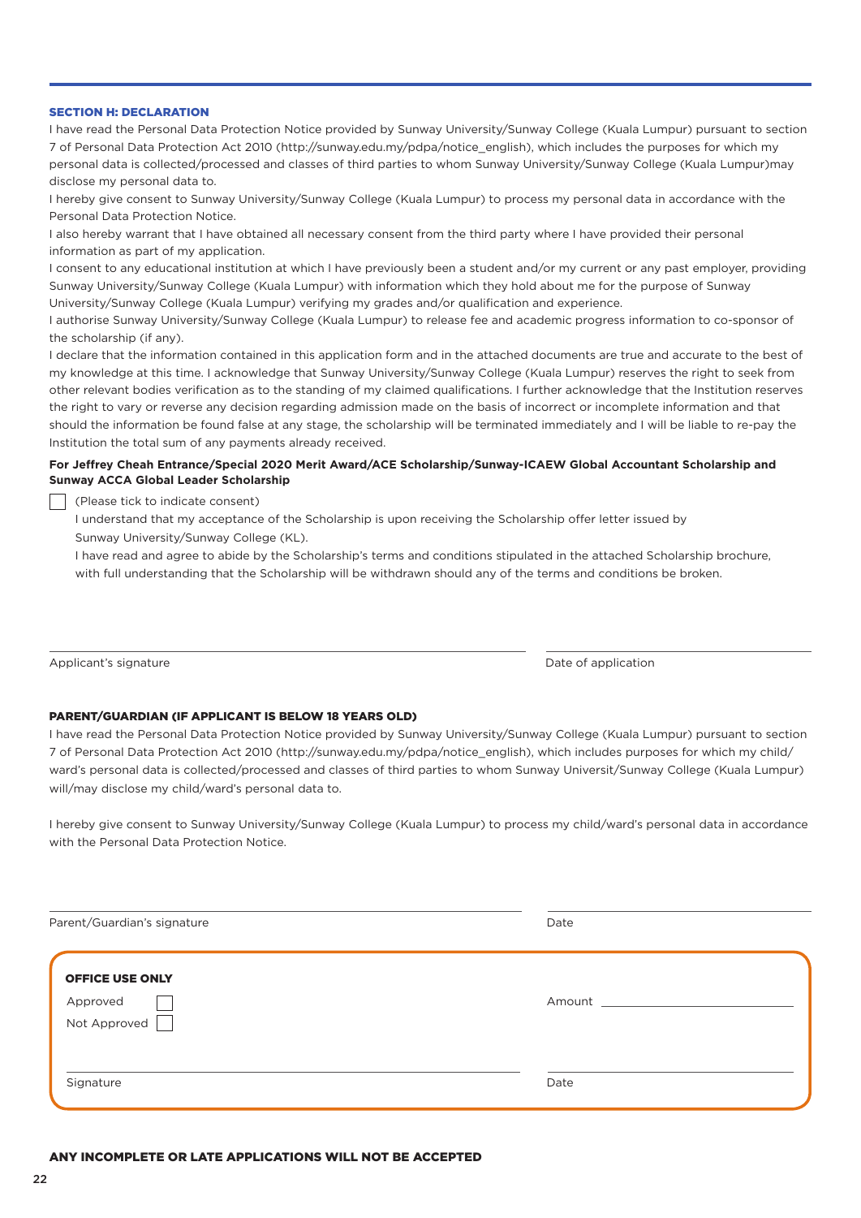## SECTION H: DECLARATION

I have read the Personal Data Protection Notice provided by Sunway University/Sunway College (Kuala Lumpur) pursuant to section 7 of Personal Data Protection Act 2010 (http://sunway.edu.my/pdpa/notice_english), which includes the purposes for which my personal data is collected/processed and classes of third parties to whom Sunway University/Sunway College (Kuala Lumpur)may disclose my personal data to.

I hereby give consent to Sunway University/Sunway College (Kuala Lumpur) to process my personal data in accordance with the Personal Data Protection Notice.

I also hereby warrant that I have obtained all necessary consent from the third party where I have provided their personal information as part of my application.

I consent to any educational institution at which I have previously been a student and/or my current or any past employer, providing Sunway University/Sunway College (Kuala Lumpur) with information which they hold about me for the purpose of Sunway University/Sunway College (Kuala Lumpur) verifying my grades and/or qualification and experience.

I authorise Sunway University/Sunway College (Kuala Lumpur) to release fee and academic progress information to co-sponsor of the scholarship (if any).

I declare that the information contained in this application form and in the attached documents are true and accurate to the best of my knowledge at this time. I acknowledge that Sunway University/Sunway College (Kuala Lumpur) reserves the right to seek from other relevant bodies verification as to the standing of my claimed qualifications. I further acknowledge that the Institution reserves the right to vary or reverse any decision regarding admission made on the basis of incorrect or incomplete information and that should the information be found false at any stage, the scholarship will be terminated immediately and I will be liable to re-pay the Institution the total sum of any payments already received.

**For Jeffrey Cheah Entrance/Special 2020 Merit Award/ACE Scholarship/Sunway-ICAEW Global Accountant Scholarship and Sunway ACCA Global Leader Scholarship**

☐ (Please tick to indicate consent)

I understand that my acceptance of the Scholarship is upon receiving the Scholarship offer letter issued by Sunway University/Sunway College (KL).

I have read and agree to abide by the Scholarship's terms and conditions stipulated in the attached Scholarship brochure, with full understanding that the Scholarship will be withdrawn should any of the terms and conditions be broken.

Applicant's signature ____________________ Date of application ____________________

## PARENT/GUARDIAN (IF APPLICANT IS BELOW 18 YEARS OLD)

I have read the Personal Data Protection Notice provided by Sunway University/Sunway College (Kuala Lumpur) pursuant to section 7 of Personal Data Protection Act 2010 (http://sunway.edu.my/pdpa/notice_english), which includes purposes for which my child/ward's personal data is collected/processed and classes of third parties to whom Sunway Universit/Sunway College (Kuala Lumpur) will/may disclose my child/ward's personal data to.

I hereby give consent to Sunway University/Sunway College (Kuala Lumpur) to process my child/ward's personal data in accordance with the Personal Data Protection Notice.

Parent/Guardian's signature ____________________ Date ____________________

**OFFICE USE ONLY**

Approved ☐

Not Approved ☐

Amount ____________________

Signature ____________________ Date ____________________

**ANY INCOMPLETE OR LATE APPLICATIONS WILL NOT BE ACCEPTED**